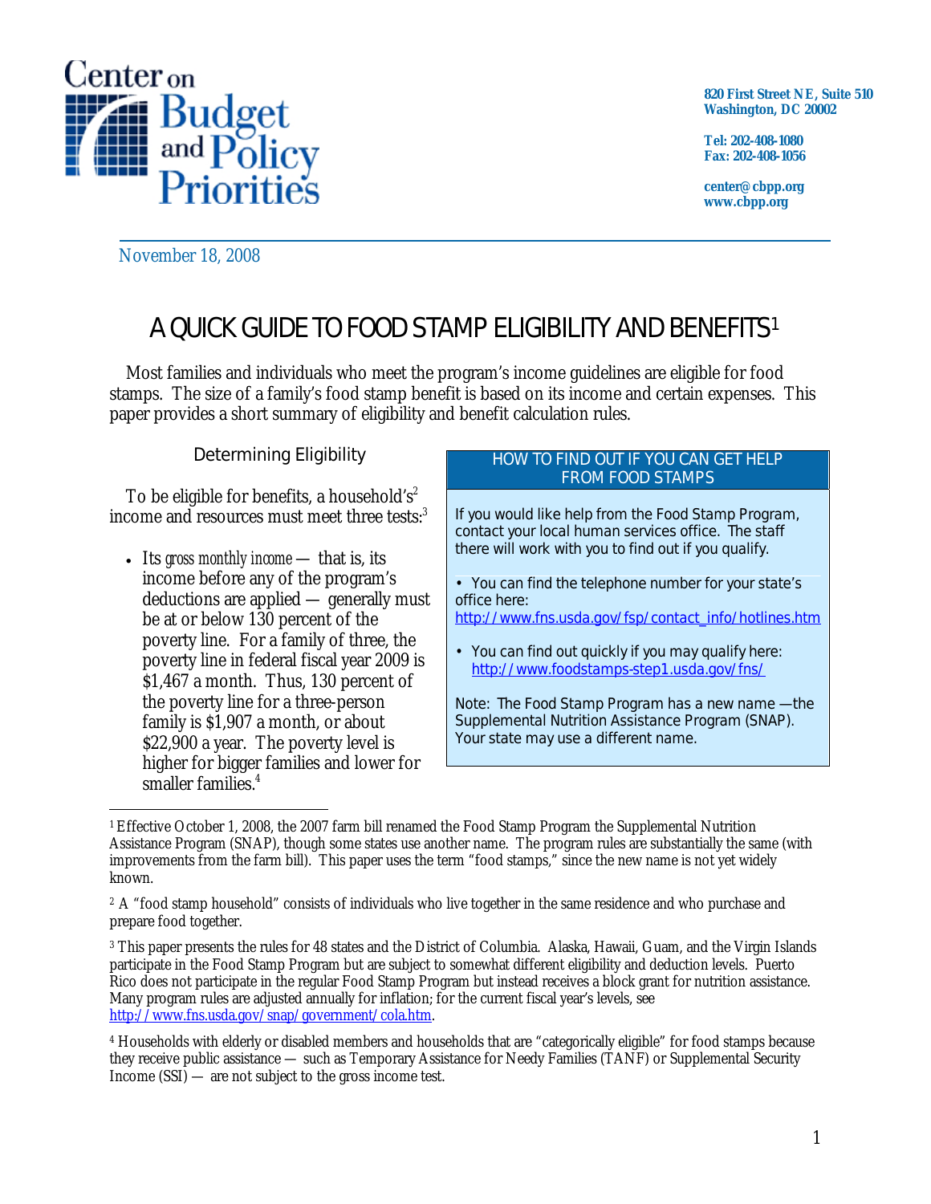Center on Budget and Policy Priorities

820 First Street NE, Suite 510
Washington, DC 20002

Tel: 202-408-1080
Fax: 202-408-1056

center@cbpp.org
www.cbpp.org

November 18, 2008

# A QUICK GUIDE TO FOOD STAMP ELIGIBILITY AND BENEFITS[1]

Most families and individuals who meet the program's income guidelines are eligible for food stamps. The size of a family's food stamp benefit is based on its income and certain expenses. This paper provides a short summary of eligibility and benefit calculation rules.

## Determining Eligibility

To be eligible for benefits, a household's[2] income and resources must meet three tests:[3]

- Its *gross monthly income* — that is, its income before any of the program's deductions are applied — generally must be at or below 130 percent of the poverty line. For a family of three, the poverty line in federal fiscal year 2009 is \$1,467 a month. Thus, 130 percent of the poverty line for a three-person family is \$1,907 a month, or about \$22,900 a year. The poverty level is higher for bigger families and lower for smaller families.[4]

> **HOW TO FIND OUT IF YOU CAN GET HELP FROM FOOD STAMPS**
>
> If you would like help from the Food Stamp Program, contact your local human services office. The staff there will work with you to find out if you qualify.
>
> - You can find the telephone number for your state's office here: http://www.fns.usda.gov/fsp/contact_info/hotlines.htm
> - You can find out quickly if you may qualify here: http://www.foodstamps-step1.usda.gov/fns/
>
> Note: The Food Stamp Program has a new name —the Supplemental Nutrition Assistance Program (SNAP). Your state may use a different name.

---

[1] Effective October 1, 2008, the 2007 farm bill renamed the Food Stamp Program the Supplemental Nutrition Assistance Program (SNAP), though some states use another name. The program rules are substantially the same (with improvements from the farm bill). This paper uses the term "food stamps," since the new name is not yet widely known.

[2] A "food stamp household" consists of individuals who live together in the same residence and who purchase and prepare food together.

[3] This paper presents the rules for 48 states and the District of Columbia. Alaska, Hawaii, Guam, and the Virgin Islands participate in the Food Stamp Program but are subject to somewhat different eligibility and deduction levels. Puerto Rico does not participate in the regular Food Stamp Program but instead receives a block grant for nutrition assistance. Many program rules are adjusted annually for inflation; for the current fiscal year's levels, see http://www.fns.usda.gov/snap/government/cola.htm.

[4] Households with elderly or disabled members and households that are "categorically eligible" for food stamps because they receive public assistance — such as Temporary Assistance for Needy Families (TANF) or Supplemental Security Income (SSI) — are not subject to the gross income test.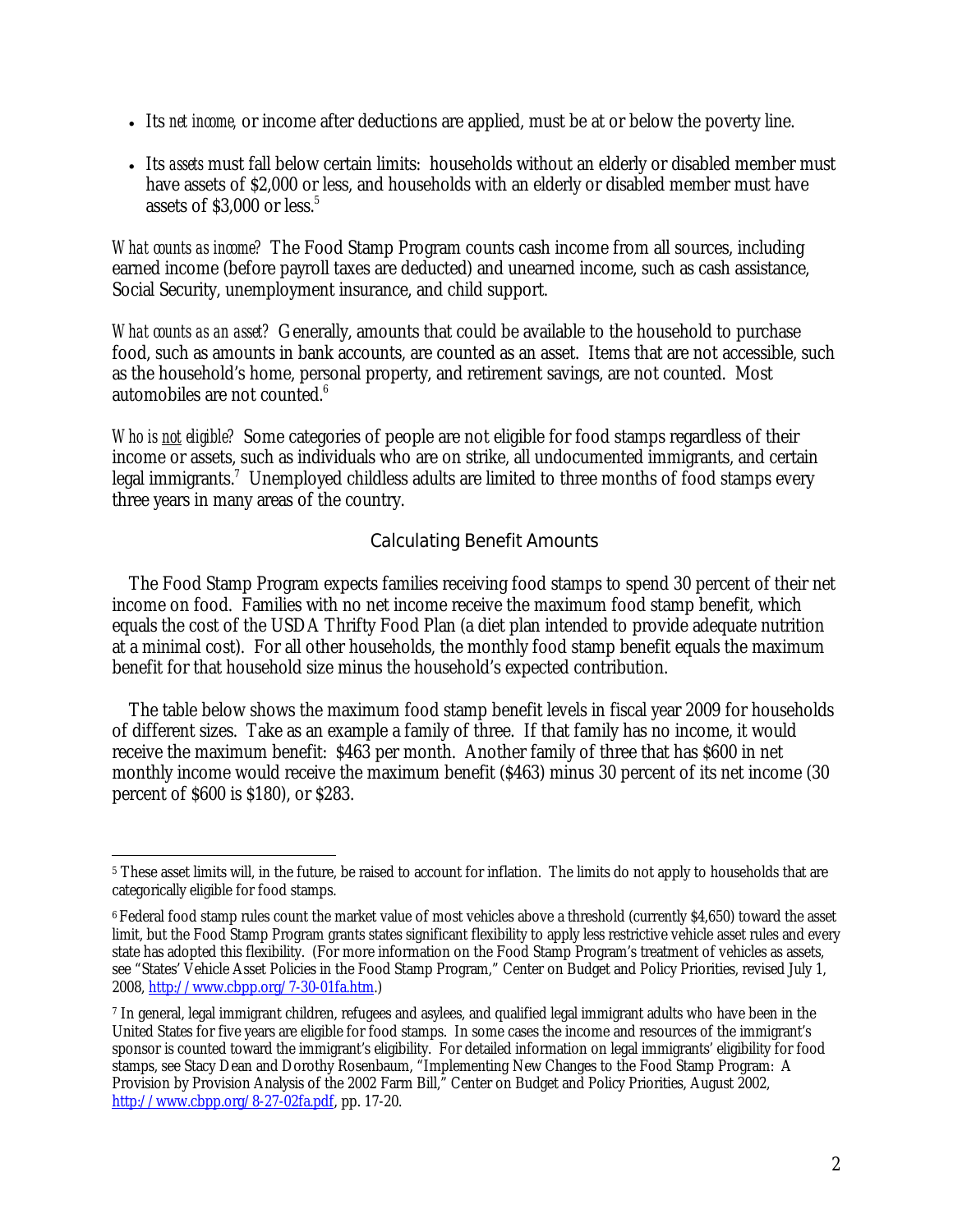- Its *net income,* or income after deductions are applied, must be at or below the poverty line.

- Its *assets* must fall below certain limits: households without an elderly or disabled member must have assets of $2,000 or less, and households with an elderly or disabled member must have assets of $3,000 or less.[5]

*What counts as income?* The Food Stamp Program counts cash income from all sources, including earned income (before payroll taxes are deducted) and unearned income, such as cash assistance, Social Security, unemployment insurance, and child support.

*What counts as an asset?* Generally, amounts that could be available to the household to purchase food, such as amounts in bank accounts, are counted as an asset. Items that are not accessible, such as the household's home, personal property, and retirement savings, are not counted. Most automobiles are not counted.[6]

*Who is not eligible?* Some categories of people are not eligible for food stamps regardless of their income or assets, such as individuals who are on strike, all undocumented immigrants, and certain legal immigrants.[7] Unemployed childless adults are limited to three months of food stamps every three years in many areas of the country.

## Calculating Benefit Amounts

The Food Stamp Program expects families receiving food stamps to spend 30 percent of their net income on food. Families with no net income receive the maximum food stamp benefit, which equals the cost of the USDA Thrifty Food Plan (a diet plan intended to provide adequate nutrition at a minimal cost). For all other households, the monthly food stamp benefit equals the maximum benefit for that household size minus the household's expected contribution.

The table below shows the maximum food stamp benefit levels in fiscal year 2009 for households of different sizes. Take as an example a family of three. If that family has no income, it would receive the maximum benefit: $463 per month. Another family of three that has $600 in net monthly income would receive the maximum benefit ($463) minus 30 percent of its net income (30 percent of $600 is $180), or $283.

---

[5] These asset limits will, in the future, be raised to account for inflation. The limits do not apply to households that are categorically eligible for food stamps.

[6] Federal food stamp rules count the market value of most vehicles above a threshold (currently $4,650) toward the asset limit, but the Food Stamp Program grants states significant flexibility to apply less restrictive vehicle asset rules and every state has adopted this flexibility. (For more information on the Food Stamp Program's treatment of vehicles as assets, see "States' Vehicle Asset Policies in the Food Stamp Program," Center on Budget and Policy Priorities, revised July 1, 2008, http://www.cbpp.org/7-30-01fa.htm.)

[7] In general, legal immigrant children, refugees and asylees, and qualified legal immigrant adults who have been in the United States for five years are eligible for food stamps. In some cases the income and resources of the immigrant's sponsor is counted toward the immigrant's eligibility. For detailed information on legal immigrants' eligibility for food stamps, see Stacy Dean and Dorothy Rosenbaum, "Implementing New Changes to the Food Stamp Program: A Provision by Provision Analysis of the 2002 Farm Bill," Center on Budget and Policy Priorities, August 2002, http://www.cbpp.org/8-27-02fa.pdf, pp. 17-20.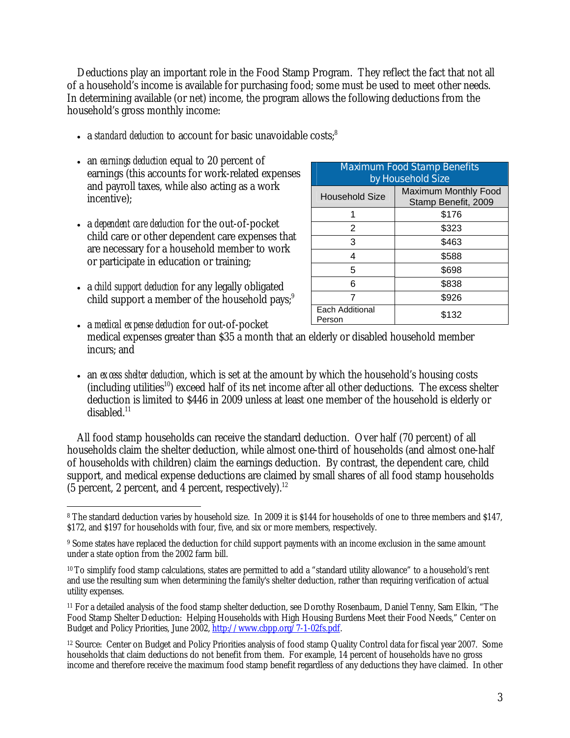Deductions play an important role in the Food Stamp Program. They reflect the fact that not all of a household's income is available for purchasing food; some must be used to meet other needs. In determining available (or net) income, the program allows the following deductions from the household's gross monthly income:

- a *standard deduction* to account for basic unavoidable costs;[8]
- an *earnings deduction* equal to 20 percent of earnings (this accounts for work-related expenses and payroll taxes, while also acting as a work incentive);
- a *dependent care deduction* for the out-of-pocket child care or other dependent care expenses that are necessary for a household member to work or participate in education or training;
- a *child support deduction* for any legally obligated child support a member of the household pays;[9]
- a *medical expense deduction* for out-of-pocket medical expenses greater than $35 a month that an elderly or disabled household member incurs; and
- an *excess shelter deduction*, which is set at the amount by which the household's housing costs (including utilities[10]) exceed half of its net income after all other deductions. The excess shelter deduction is limited to $446 in 2009 unless at least one member of the household is elderly or disabled.[11]

**Maximum Food Stamp Benefits by Household Size**

| Household Size | Maximum Monthly Food Stamp Benefit, 2009 |
|---|---|
| 1 | $176 |
| 2 | $323 |
| 3 | $463 |
| 4 | $588 |
| 5 | $698 |
| 6 | $838 |
| 7 | $926 |
| Each Additional Person | $132 |

All food stamp households can receive the standard deduction. Over half (70 percent) of all households claim the shelter deduction, while almost one-third of households (and almost one-half of households with children) claim the earnings deduction. By contrast, the dependent care, child support, and medical expense deductions are claimed by small shares of all food stamp households (5 percent, 2 percent, and 4 percent, respectively).[12]

---

[8] The standard deduction varies by household size. In 2009 it is $144 for households of one to three members and $147, $172, and $197 for households with four, five, and six or more members, respectively.

[9] Some states have replaced the deduction for child support payments with an income exclusion in the same amount under a state option from the 2002 farm bill.

[10] To simplify food stamp calculations, states are permitted to add a "standard utility allowance" to a household's rent and use the resulting sum when determining the family's shelter deduction, rather than requiring verification of actual utility expenses.

[11] For a detailed analysis of the food stamp shelter deduction, see Dorothy Rosenbaum, Daniel Tenny, Sam Elkin, "The Food Stamp Shelter Deduction: Helping Households with High Housing Burdens Meet their Food Needs," Center on Budget and Policy Priorities, June 2002, http://www.cbpp.org/7-1-02fs.pdf.

[12] Source: Center on Budget and Policy Priorities analysis of food stamp Quality Control data for fiscal year 2007. Some households that claim deductions do not benefit from them. For example, 14 percent of households have no gross income and therefore receive the maximum food stamp benefit regardless of any deductions they have claimed. In other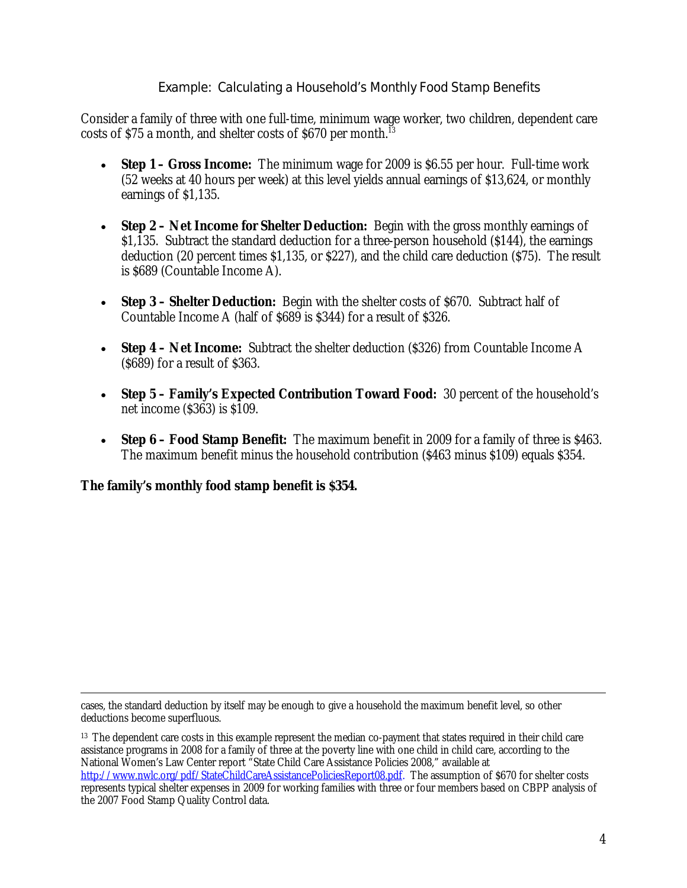## Example: Calculating a Household's Monthly Food Stamp Benefits

Consider a family of three with one full-time, minimum wage worker, two children, dependent care costs of $75 a month, and shelter costs of $670 per month.[13]

- **Step 1 – Gross Income:** The minimum wage for 2009 is $6.55 per hour. Full-time work (52 weeks at 40 hours per week) at this level yields annual earnings of $13,624, or monthly earnings of $1,135.
- **Step 2 – Net Income for Shelter Deduction:** Begin with the gross monthly earnings of $1,135. Subtract the standard deduction for a three-person household ($144), the earnings deduction (20 percent times $1,135, or $227), and the child care deduction ($75). The result is $689 (Countable Income A).
- **Step 3 – Shelter Deduction:** Begin with the shelter costs of $670. Subtract half of Countable Income A (half of $689 is $344) for a result of $326.
- **Step 4 – Net Income:** Subtract the shelter deduction ($326) from Countable Income A ($689) for a result of $363.
- **Step 5 – Family's Expected Contribution Toward Food:** 30 percent of the household's net income ($363) is $109.
- **Step 6 – Food Stamp Benefit:** The maximum benefit in 2009 for a family of three is $463. The maximum benefit minus the household contribution ($463 minus $109) equals $354.

**The family's monthly food stamp benefit is $354.**

---

cases, the standard deduction by itself may be enough to give a household the maximum benefit level, so other deductions become superfluous.

[13] The dependent care costs in this example represent the median co-payment that states required in their child care assistance programs in 2008 for a family of three at the poverty line with one child in child care, according to the National Women's Law Center report "State Child Care Assistance Policies 2008," available at http://www.nwlc.org/pdf/StateChildCareAssistancePoliciesReport08.pdf. The assumption of $670 for shelter costs represents typical shelter expenses in 2009 for working families with three or four members based on CBPP analysis of the 2007 Food Stamp Quality Control data.